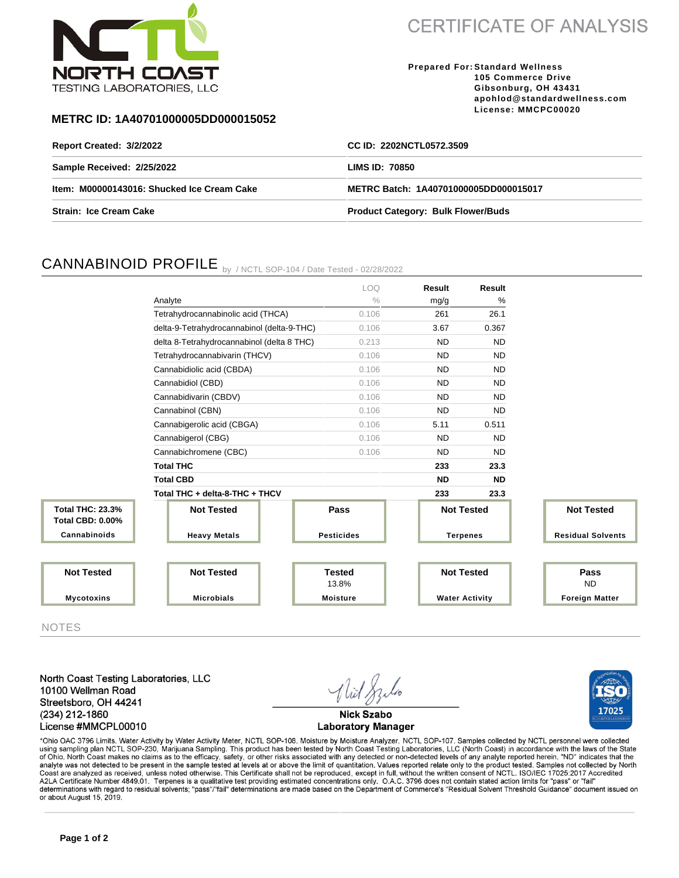NORTH COAST TESTING LABORATORIES, LLC

# CERTIFICATE OF ANALYSIS

**Prepared For:** Standard Wellness
105 Commerce Drive
Gibsonburg, OH 43431
apohlod@standardwellness.com
License: MMCPC00020

**METRC ID: 1A40701000005DD000015052**

| | |
|---|---|
| **Report Created: 3/2/2022** | **CC ID: 2202NCTL0572.3509** |
| **Sample Received: 2/25/2022** | **LIMS ID: 70850** |
| **Item: M00000143016: Shucked Ice Cream Cake** | **METRC Batch: 1A40701000005DD000015017** |
| **Strain: Ice Cream Cake** | **Product Category: Bulk Flower/Buds** |

## CANNABINOID PROFILE by / NCTL SOP-104 / Date Tested - 02/28/2022

| Analyte | LOQ % | Result mg/g | Result % |
|---|---|---|---|
| Tetrahydrocannabinolic acid (THCA) | 0.106 | 261 | 26.1 |
| delta-9-Tetrahydrocannabinol (delta-9-THC) | 0.106 | 3.67 | 0.367 |
| delta 8-Tetrahydrocannabinol (delta 8 THC) | 0.213 | ND | ND |
| Tetrahydrocannabivarin (THCV) | 0.106 | ND | ND |
| Cannabidiolic acid (CBDA) | 0.106 | ND | ND |
| Cannabidiol (CBD) | 0.106 | ND | ND |
| Cannabidivarin (CBDV) | 0.106 | ND | ND |
| Cannabinol (CBN) | 0.106 | ND | ND |
| Cannabigerolic acid (CBGA) | 0.106 | 5.11 | 0.511 |
| Cannabigerol (CBG) | 0.106 | ND | ND |
| Cannabichromene (CBC) | 0.106 | ND | ND |
| **Total THC** | | **233** | **23.3** |
| **Total CBD** | | **ND** | **ND** |
| **Total THC + delta-8-THC + THCV** | | **233** | **23.3** |

| Test | Result |
|---|---|
| Cannabinoids | Total THC: 23.3%, Total CBD: 0.00% |
| Heavy Metals | Not Tested |
| Pesticides | Pass |
| Terpenes | Not Tested |
| Residual Solvents | Not Tested |
| Mycotoxins | Not Tested |
| Microbials | Not Tested |
| Moisture | Tested 13.8% |
| Water Activity | Not Tested |
| Foreign Matter | Pass ND |

NOTES

North Coast Testing Laboratories, LLC
10100 Wellman Road
Streetsboro, OH 44241
(234) 212-1860
License #MMCPL00010

Nick Szabo
Laboratory Manager

ISO 17025

*Ohio OAC 3796 Limits. Water Activity by Water Activity Meter, NCTL SOP-108. Moisture by Moisture Analyzer, NCTL SOP-107. Samples collected by NCTL personnel were collected using sampling plan NCTL SOP-230, Marijuana Sampling. This product has been tested by North Coast Testing Laboratories, LLC (North Coast) in accordance with the laws of the State of Ohio. North Coast makes no claims as to the efficacy, safety, or other risks associated with any detected or non-detected levels of any analyte reported herein. "ND" indicates that the analyte was not detected to be present in the sample tested at levels at or above the limit of quantitation. Values reported relate only to the product tested. Samples not collected by North Coast are analyzed as received, unless noted otherwise. This Certificate shall not be reproduced, except in full, without the written consent of NCTL. ISO/IEC 17025:2017 Accredited A2LA Certificate Number 4849.01. Terpenes is a qualitative test providing estimated concentrations only. O.A.C. 3796 does not contain stated action limits for "pass" or "fail" determinations with regard to residual solvents; "pass"/"fail" determinations are made based on the Department of Commerce's "Residual Solvent Threshold Guidance" document issued on or about August 15, 2019.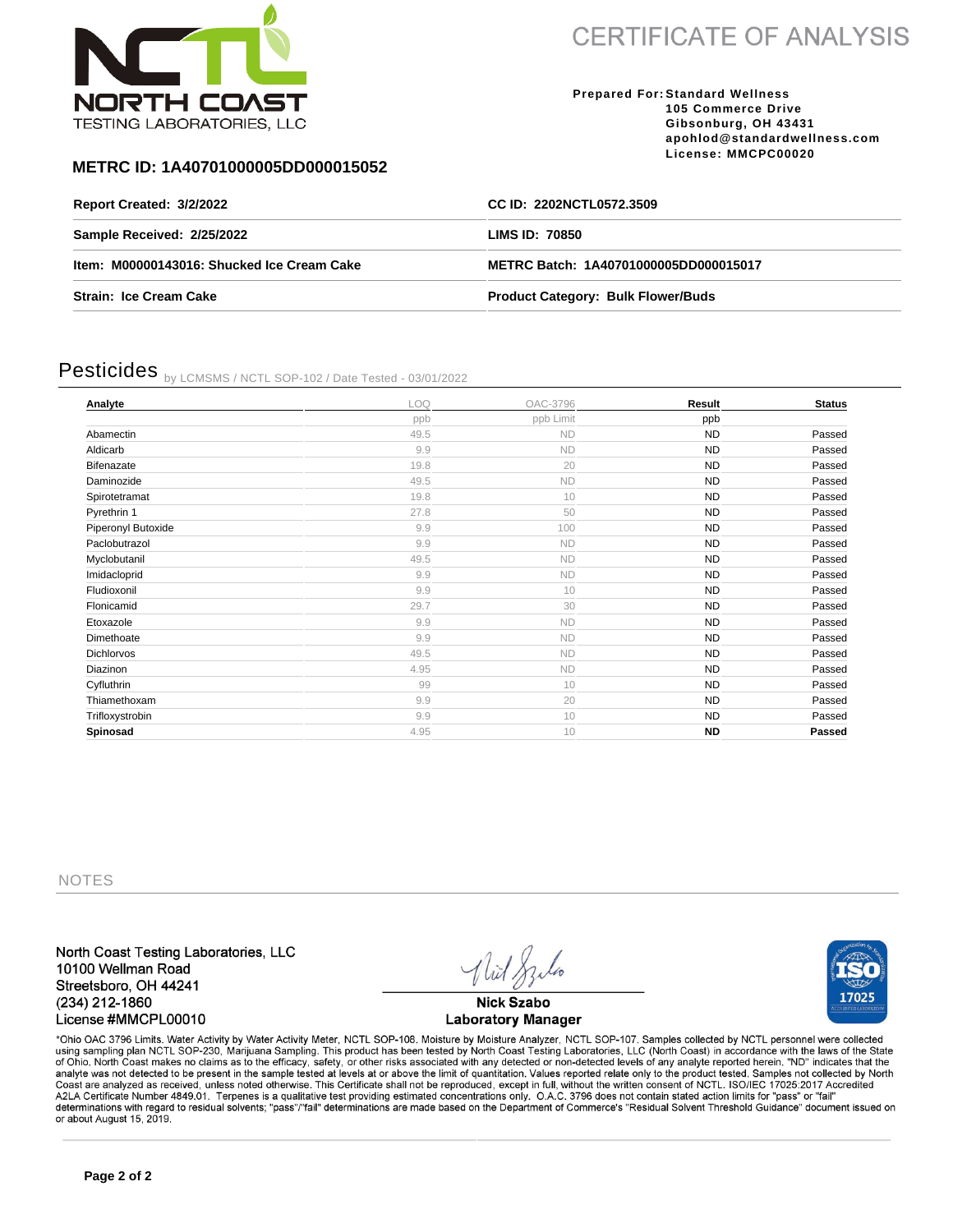# CERTIFICATE OF ANALYSIS

**NORTH COAST TESTING LABORATORIES, LLC**

**Prepared For:** Standard Wellness
105 Commerce Drive
Gibsonburg, OH 43431
apohlod@standardwellness.com
License: MMCPC00020

## METRC ID: 1A40701000005DD000015052

| | |
|---|---|
| **Report Created: 3/2/2022** | **CC ID: 2202NCTL0572.3509** |
| **Sample Received: 2/25/2022** | **LIMS ID: 70850** |
| **Item: M00000143016: Shucked Ice Cream Cake** | **METRC Batch: 1A40701000005DD000015017** |
| **Strain: Ice Cream Cake** | **Product Category: Bulk Flower/Buds** |

## Pesticides by LCMSMS / NCTL SOP-102 / Date Tested - 03/01/2022

| Analyte | LOQ | OAC-3796 | Result | Status |
|---|---|---|---|---|
| | ppb | ppb Limit | ppb | |
| Abamectin | 49.5 | ND | ND | Passed |
| Aldicarb | 9.9 | ND | ND | Passed |
| Bifenazate | 19.8 | 20 | ND | Passed |
| Daminozide | 49.5 | ND | ND | Passed |
| Spirotetramat | 19.8 | 10 | ND | Passed |
| Pyrethrin 1 | 27.8 | 50 | ND | Passed |
| Piperonyl Butoxide | 9.9 | 100 | ND | Passed |
| Paclobutrazol | 9.9 | ND | ND | Passed |
| Myclobutanil | 49.5 | ND | ND | Passed |
| Imidacloprid | 9.9 | ND | ND | Passed |
| Fludioxonil | 9.9 | 10 | ND | Passed |
| Flonicamid | 29.7 | 30 | ND | Passed |
| Etoxazole | 9.9 | ND | ND | Passed |
| Dimethoate | 9.9 | ND | ND | Passed |
| Dichlorvos | 49.5 | ND | ND | Passed |
| Diazinon | 4.95 | ND | ND | Passed |
| Cyfluthrin | 99 | 10 | ND | Passed |
| Thiamethoxam | 9.9 | 20 | ND | Passed |
| Trifloxystrobin | 9.9 | 10 | ND | Passed |
| **Spinosad** | 4.95 | 10 | **ND** | **Passed** |

## NOTES

North Coast Testing Laboratories, LLC
10100 Wellman Road
Streetsboro, OH 44241
(234) 212-1860
License #MMCPL00010

Nick Szabo
Laboratory Manager

ISO 17025 Accredited Laboratory

*Ohio OAC 3796 Limits. Water Activity by Water Activity Meter, NCTL SOP-108. Moisture by Moisture Analyzer, NCTL SOP-107. Samples collected by NCTL personnel were collected using sampling plan NCTL SOP-230, Marijuana Sampling. This product has been tested by North Coast Testing Laboratories, LLC (North Coast) in accordance with the laws of the State of Ohio. North Coast makes no claims as to the efficacy, safety, or other risks associated with any detected or non-detected levels of any analyte reported herein. "ND" indicates that the analyte was not detected to be present in the sample tested at levels at or above the limit of quantitation. Values reported relate only to the product tested. Samples not collected by North Coast are analyzed as received, unless noted otherwise. This Certificate shall not be reproduced, except in full, without the written consent of NCTL. ISO/IEC 17025:2017 Accredited A2LA Certificate Number 4849.01. Terpenes is a qualitative test providing estimated concentrations only. O.A.C. 3796 does not contain stated action limits for "pass" or "fail" determinations with regard to residual solvents; "pass"/"fail" determinations are made based on the Department of Commerce's "Residual Solvent Threshold Guidance" document issued on or about August 15, 2019.